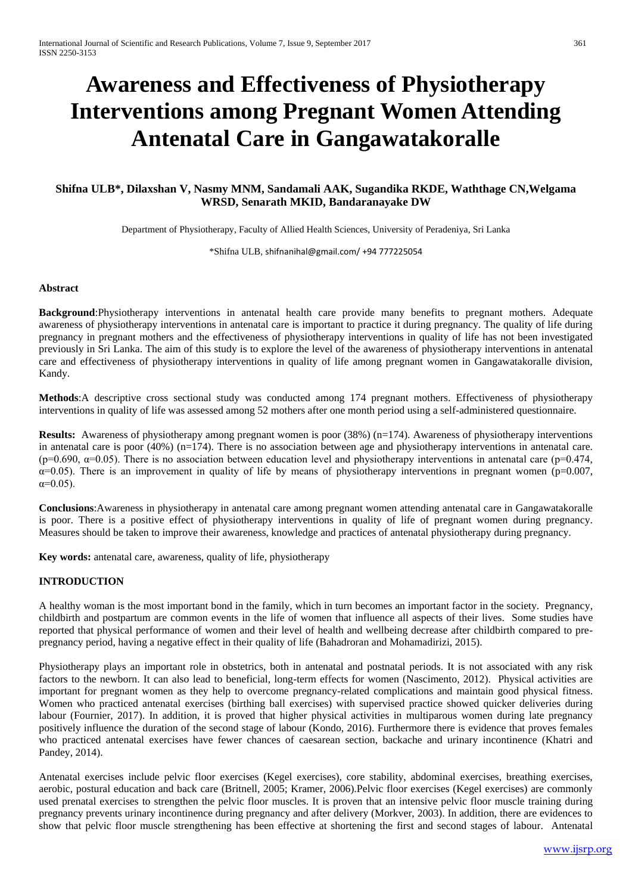# Awareness and Effectiveness of Physiotherapy Interventions among Pregnant Women Attending Antenatal Care in Gangawatakoralle

**Shifna ULB*, Dilaxshan V, Nasmy MNM, Sandamali AAK, Sugandika RKDE, Waththage CN,Welgama WRSD, Senarath MKID, Bandaranayake DW**

Department of Physiotherapy, Faculty of Allied Health Sciences, University of Peradeniya, Sri Lanka

*Shifna ULB, shifnanihal@gmail.com/ +94 777225054

**Abstract**

**Background**:Physiotherapy interventions in antenatal health care provide many benefits to pregnant mothers. Adequate awareness of physiotherapy interventions in antenatal care is important to practice it during pregnancy. The quality of life during pregnancy in pregnant mothers and the effectiveness of physiotherapy interventions in quality of life has not been investigated previously in Sri Lanka. The aim of this study is to explore the level of the awareness of physiotherapy interventions in antenatal care and effectiveness of physiotherapy interventions in quality of life among pregnant women in Gangawatakoralle division, Kandy.

**Methods**:A descriptive cross sectional study was conducted among 174 pregnant mothers. Effectiveness of physiotherapy interventions in quality of life was assessed among 52 mothers after one month period using a self-administered questionnaire.

**Results:** Awareness of physiotherapy among pregnant women is poor (38%) (n=174). Awareness of physiotherapy interventions in antenatal care is poor (40%) (n=174). There is no association between age and physiotherapy interventions in antenatal care. ($p=0.690$, $\alpha=0.05$). There is no association between education level and physiotherapy interventions in antenatal care ($p=0.474$, $\alpha=0.05$). There is an improvement in quality of life by means of physiotherapy interventions in pregnant women ($p=0.007$, $\alpha=0.05$).

**Conclusions**:Awareness in physiotherapy in antenatal care among pregnant women attending antenatal care in Gangawatakoralle is poor. There is a positive effect of physiotherapy interventions in quality of life of pregnant women during pregnancy. Measures should be taken to improve their awareness, knowledge and practices of antenatal physiotherapy during pregnancy.

**Key words:** antenatal care, awareness, quality of life, physiotherapy

## INTRODUCTION

A healthy woman is the most important bond in the family, which in turn becomes an important factor in the society. Pregnancy, childbirth and postpartum are common events in the life of women that influence all aspects of their lives. Some studies have reported that physical performance of women and their level of health and wellbeing decrease after childbirth compared to pre-pregnancy period, having a negative effect in their quality of life (Bahadroran and Mohamadirizi, 2015).

Physiotherapy plays an important role in obstetrics, both in antenatal and postnatal periods. It is not associated with any risk factors to the newborn. It can also lead to beneficial, long-term effects for women (Nascimento, 2012). Physical activities are important for pregnant women as they help to overcome pregnancy-related complications and maintain good physical fitness. Women who practiced antenatal exercises (birthing ball exercises) with supervised practice showed quicker deliveries during labour (Fournier, 2017). In addition, it is proved that higher physical activities in multiparous women during late pregnancy positively influence the duration of the second stage of labour (Kondo, 2016). Furthermore there is evidence that proves females who practiced antenatal exercises have fewer chances of caesarean section, backache and urinary incontinence (Khatri and Pandey, 2014).

Antenatal exercises include pelvic floor exercises (Kegel exercises), core stability, abdominal exercises, breathing exercises, aerobic, postural education and back care (Britnell, 2005; Kramer, 2006).Pelvic floor exercises (Kegel exercises) are commonly used prenatal exercises to strengthen the pelvic floor muscles. It is proven that an intensive pelvic floor muscle training during pregnancy prevents urinary incontinence during pregnancy and after delivery (Morkver, 2003). In addition, there are evidences to show that pelvic floor muscle strengthening has been effective at shortening the first and second stages of labour. Antenatal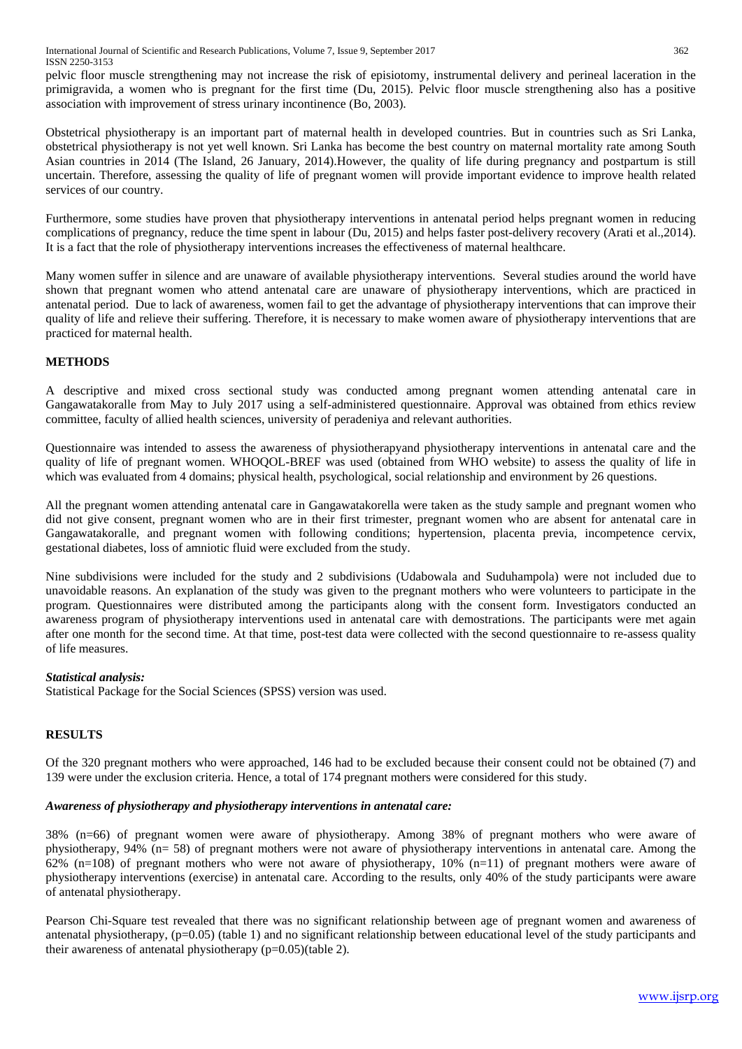pelvic floor muscle strengthening may not increase the risk of episiotomy, instrumental delivery and perineal laceration in the primigravida, a women who is pregnant for the first time (Du, 2015). Pelvic floor muscle strengthening also has a positive association with improvement of stress urinary incontinence (Bo, 2003).

Obstetrical physiotherapy is an important part of maternal health in developed countries. But in countries such as Sri Lanka, obstetrical physiotherapy is not yet well known. Sri Lanka has become the best country on maternal mortality rate among South Asian countries in 2014 (The Island, 26 January, 2014).However, the quality of life during pregnancy and postpartum is still uncertain. Therefore, assessing the quality of life of pregnant women will provide important evidence to improve health related services of our country.

Furthermore, some studies have proven that physiotherapy interventions in antenatal period helps pregnant women in reducing complications of pregnancy, reduce the time spent in labour (Du, 2015) and helps faster post-delivery recovery (Arati et al.,2014). It is a fact that the role of physiotherapy interventions increases the effectiveness of maternal healthcare.

Many women suffer in silence and are unaware of available physiotherapy interventions. Several studies around the world have shown that pregnant women who attend antenatal care are unaware of physiotherapy interventions, which are practiced in antenatal period. Due to lack of awareness, women fail to get the advantage of physiotherapy interventions that can improve their quality of life and relieve their suffering. Therefore, it is necessary to make women aware of physiotherapy interventions that are practiced for maternal health.

## METHODS

A descriptive and mixed cross sectional study was conducted among pregnant women attending antenatal care in Gangawatakoralle from May to July 2017 using a self-administered questionnaire. Approval was obtained from ethics review committee, faculty of allied health sciences, university of peradeniya and relevant authorities.

Questionnaire was intended to assess the awareness of physiotherapyand physiotherapy interventions in antenatal care and the quality of life of pregnant women. WHOQOL-BREF was used (obtained from WHO website) to assess the quality of life in which was evaluated from 4 domains; physical health, psychological, social relationship and environment by 26 questions.

All the pregnant women attending antenatal care in Gangawatakorella were taken as the study sample and pregnant women who did not give consent, pregnant women who are in their first trimester, pregnant women who are absent for antenatal care in Gangawatakoralle, and pregnant women with following conditions; hypertension, placenta previa, incompetence cervix, gestational diabetes, loss of amniotic fluid were excluded from the study.

Nine subdivisions were included for the study and 2 subdivisions (Udabowala and Suduhampola) were not included due to unavoidable reasons. An explanation of the study was given to the pregnant mothers who were volunteers to participate in the program. Questionnaires were distributed among the participants along with the consent form. Investigators conducted an awareness program of physiotherapy interventions used in antenatal care with demostrations. The participants were met again after one month for the second time. At that time, post-test data were collected with the second questionnaire to re-assess quality of life measures.

### *Statistical analysis:*

Statistical Package for the Social Sciences (SPSS) version was used.

## RESULTS

Of the 320 pregnant mothers who were approached, 146 had to be excluded because their consent could not be obtained (7) and 139 were under the exclusion criteria. Hence, a total of 174 pregnant mothers were considered for this study.

### *Awareness of physiotherapy and physiotherapy interventions in antenatal care:*

38% (n=66) of pregnant women were aware of physiotherapy. Among 38% of pregnant mothers who were aware of physiotherapy, 94% (n= 58) of pregnant mothers were not aware of physiotherapy interventions in antenatal care. Among the 62% (n=108) of pregnant mothers who were not aware of physiotherapy, 10% (n=11) of pregnant mothers were aware of physiotherapy interventions (exercise) in antenatal care. According to the results, only 40% of the study participants were aware of antenatal physiotherapy.

Pearson Chi-Square test revealed that there was no significant relationship between age of pregnant women and awareness of antenatal physiotherapy, ($p=0.05$) (table 1) and no significant relationship between educational level of the study participants and their awareness of antenatal physiotherapy ($p=0.05$)(table 2).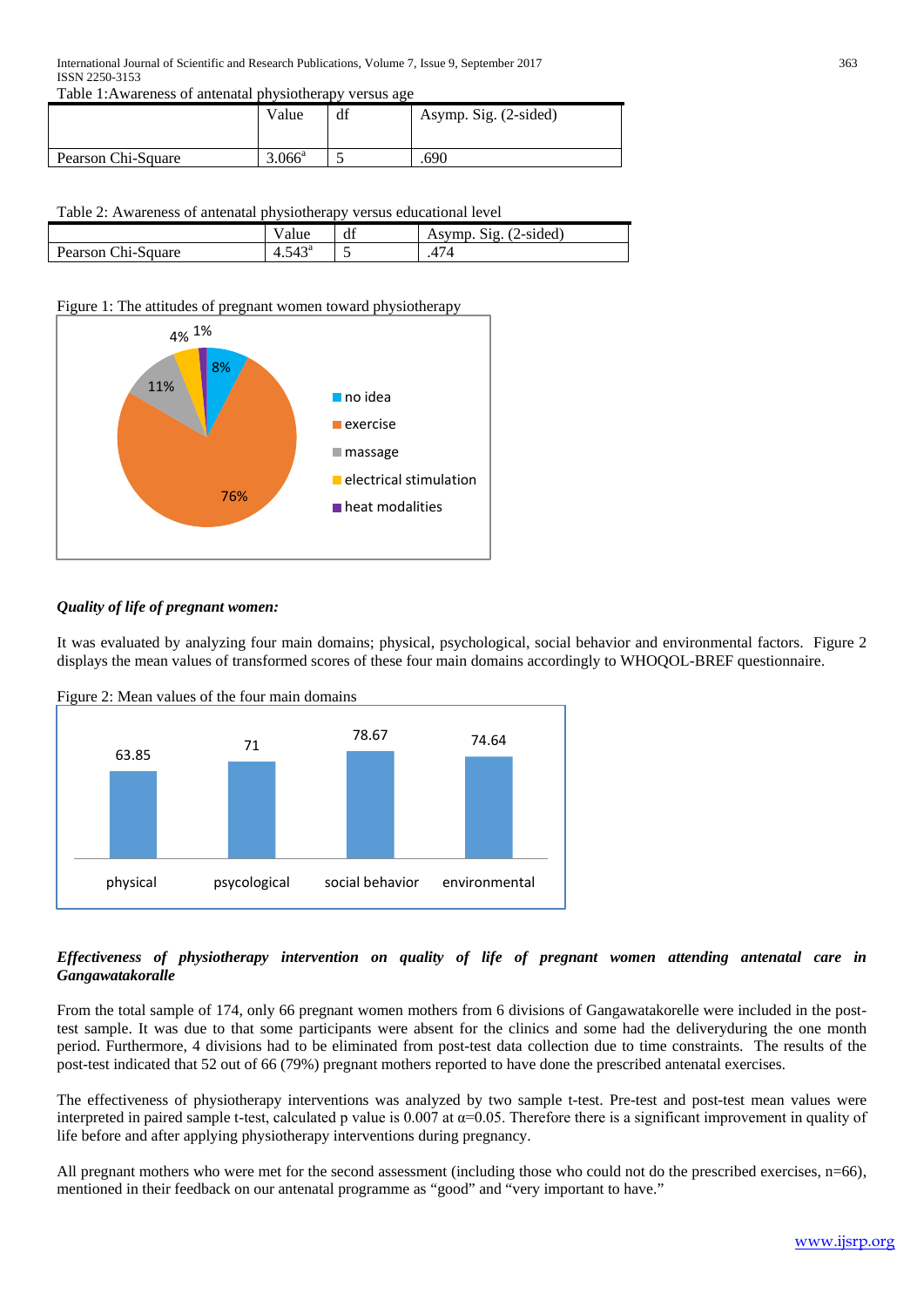Table 1:Awareness of antenatal physiotherapy versus age

| | Value | df | Asymp. Sig. (2-sided) |
|---|---|---|---|
| Pearson Chi-Square | 3.066[a] | 5 | .690 |

Table 2: Awareness of antenatal physiotherapy versus educational level

| | Value | df | Asymp. Sig. (2-sided) |
|---|---|---|---|
| Pearson Chi-Square | 4.543[a] | 5 | .474 |

Figure 1: The attitudes of pregnant women toward physiotherapy

*Quality of life of pregnant women:*

It was evaluated by analyzing four main domains; physical, psychological, social behavior and environmental factors. Figure 2 displays the mean values of transformed scores of these four main domains accordingly to WHOQOL-BREF questionnaire.

Figure 2: Mean values of the four main domains

***Effectiveness of physiotherapy intervention on quality of life of pregnant women attending antenatal care in Gangawatakoralle***

From the total sample of 174, only 66 pregnant women mothers from 6 divisions of Gangawatakorelle were included in the post-test sample. It was due to that some participants were absent for the clinics and some had the deliveryduring the one month period. Furthermore, 4 divisions had to be eliminated from post-test data collection due to time constraints. The results of the post-test indicated that 52 out of 66 (79%) pregnant mothers reported to have done the prescribed antenatal exercises.

The effectiveness of physiotherapy interventions was analyzed by two sample t-test. Pre-test and post-test mean values were interpreted in paired sample t-test, calculated p value is 0.007 at $\alpha=0.05$. Therefore there is a significant improvement in quality of life before and after applying physiotherapy interventions during pregnancy.

All pregnant mothers who were met for the second assessment (including those who could not do the prescribed exercises, n=66), mentioned in their feedback on our antenatal programme as "good" and "very important to have."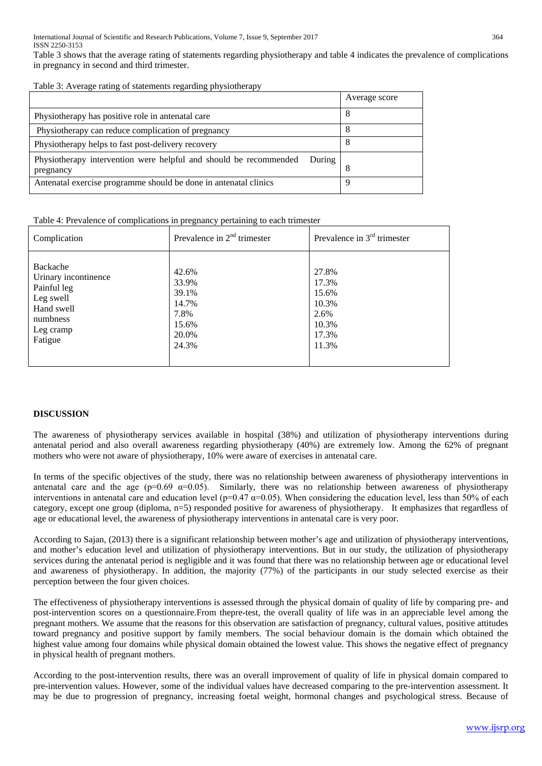Table 3 shows that the average rating of statements regarding physiotherapy and table 4 indicates the prevalence of complications in pregnancy in second and third trimester.

Table 3: Average rating of statements regarding physiotherapy

| | Average score |
|---|---|
| Physiotherapy has positive role in antenatal care | 8 |
| Physiotherapy can reduce complication of pregnancy | 8 |
| Physiotherapy helps to fast post-delivery recovery | 8 |
| Physiotherapy intervention were helpful and should be recommended During pregnancy | 8 |
| Antenatal exercise programme should be done in antenatal clinics | 9 |

Table 4: Prevalence of complications in pregnancy pertaining to each trimester

| Complication | Prevalence in 2nd trimester | Prevalence in 3rd trimester |
|---|---|---|
| Backache | 42.6% | 27.8% |
| Urinary incontinence | 33.9% | 17.3% |
| Painful leg | 39.1% | 15.6% |
| Leg swell | 14.7% | 10.3% |
| Hand swell | 7.8% | 2.6% |
| numbness | 15.6% | 10.3% |
| Leg cramp | 20.0% | 17.3% |
| Fatigue | 24.3% | 11.3% |

**DISCUSSION**

The awareness of physiotherapy services available in hospital (38%) and utilization of physiotherapy interventions during antenatal period and also overall awareness regarding physiotherapy (40%) are extremely low. Among the 62% of pregnant mothers who were not aware of physiotherapy, 10% were aware of exercises in antenatal care.

In terms of the specific objectives of the study, there was no relationship between awareness of physiotherapy interventions in antenatal care and the age ($p=0.69$ $\alpha=0.05$). Similarly, there was no relationship between awareness of physiotherapy interventions in antenatal care and education level ($p=0.47$ $\alpha=0.05$). When considering the education level, less than 50% of each category, except one group (diploma, n=5) responded positive for awareness of physiotherapy. It emphasizes that regardless of age or educational level, the awareness of physiotherapy interventions in antenatal care is very poor.

According to Sajan, (2013) there is a significant relationship between mother's age and utilization of physiotherapy interventions, and mother's education level and utilization of physiotherapy interventions. But in our study, the utilization of physiotherapy services during the antenatal period is negligible and it was found that there was no relationship between age or educational level and awareness of physiotherapy. In addition, the majority (77%) of the participants in our study selected exercise as their perception between the four given choices.

The effectiveness of physiotherapy interventions is assessed through the physical domain of quality of life by comparing pre- and post-intervention scores on a questionnaire.From thepre-test, the overall quality of life was in an appreciable level among the pregnant mothers. We assume that the reasons for this observation are satisfaction of pregnancy, cultural values, positive attitudes toward pregnancy and positive support by family members. The social behaviour domain is the domain which obtained the highest value among four domains while physical domain obtained the lowest value. This shows the negative effect of pregnancy in physical health of pregnant mothers.

According to the post-intervention results, there was an overall improvement of quality of life in physical domain compared to pre-intervention values. However, some of the individual values have decreased comparing to the pre-intervention assessment. It may be due to progression of pregnancy, increasing foetal weight, hormonal changes and psychological stress. Because of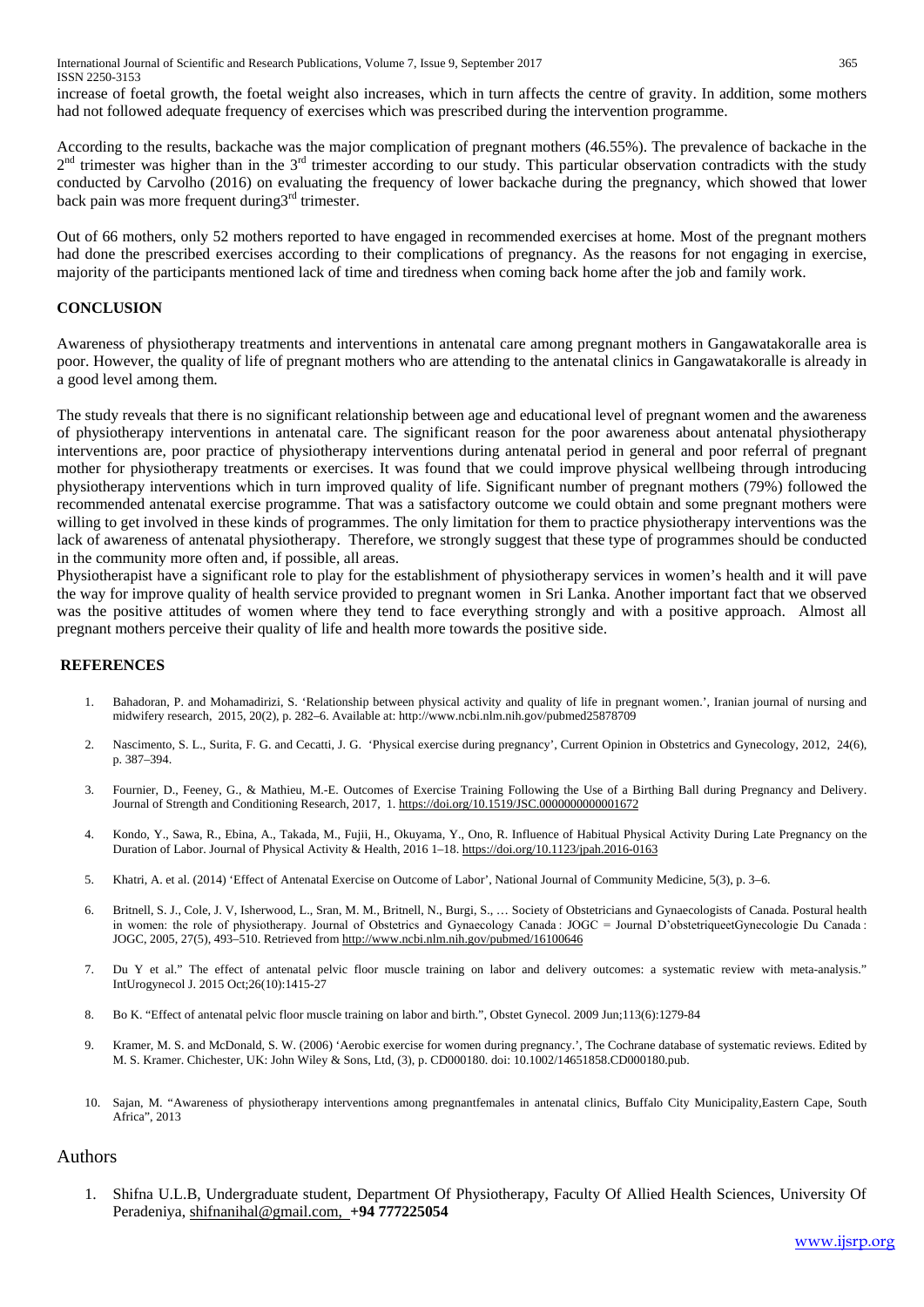increase of foetal growth, the foetal weight also increases, which in turn affects the centre of gravity. In addition, some mothers had not followed adequate frequency of exercises which was prescribed during the intervention programme.

According to the results, backache was the major complication of pregnant mothers (46.55%). The prevalence of backache in the 2nd trimester was higher than in the 3rd trimester according to our study. This particular observation contradicts with the study conducted by Carvolho (2016) on evaluating the frequency of lower backache during the pregnancy, which showed that lower back pain was more frequent during3rd trimester.

Out of 66 mothers, only 52 mothers reported to have engaged in recommended exercises at home. Most of the pregnant mothers had done the prescribed exercises according to their complications of pregnancy. As the reasons for not engaging in exercise, majority of the participants mentioned lack of time and tiredness when coming back home after the job and family work.

## CONCLUSION

Awareness of physiotherapy treatments and interventions in antenatal care among pregnant mothers in Gangawatakoralle area is poor. However, the quality of life of pregnant mothers who are attending to the antenatal clinics in Gangawatakoralle is already in a good level among them.

The study reveals that there is no significant relationship between age and educational level of pregnant women and the awareness of physiotherapy interventions in antenatal care. The significant reason for the poor awareness about antenatal physiotherapy interventions are, poor practice of physiotherapy interventions during antenatal period in general and poor referral of pregnant mother for physiotherapy treatments or exercises. It was found that we could improve physical wellbeing through introducing physiotherapy interventions which in turn improved quality of life. Significant number of pregnant mothers (79%) followed the recommended antenatal exercise programme. That was a satisfactory outcome we could obtain and some pregnant mothers were willing to get involved in these kinds of programmes. The only limitation for them to practice physiotherapy interventions was the lack of awareness of antenatal physiotherapy. Therefore, we strongly suggest that these type of programmes should be conducted in the community more often and, if possible, all areas.

Physiotherapist have a significant role to play for the establishment of physiotherapy services in women's health and it will pave the way for improve quality of health service provided to pregnant women in Sri Lanka. Another important fact that we observed was the positive attitudes of women where they tend to face everything strongly and with a positive approach. Almost all pregnant mothers perceive their quality of life and health more towards the positive side.

## REFERENCES

1. Bahadoran, P. and Mohamadirizi, S. 'Relationship between physical activity and quality of life in pregnant women.', Iranian journal of nursing and midwifery research, 2015, 20(2), p. 282–6. Available at: http://www.ncbi.nlm.nih.gov/pubmed25878709
2. Nascimento, S. L., Surita, F. G. and Cecatti, J. G. 'Physical exercise during pregnancy', Current Opinion in Obstetrics and Gynecology, 2012, 24(6), p. 387–394.
3. Fournier, D., Feeney, G., & Mathieu, M.-E. Outcomes of Exercise Training Following the Use of a Birthing Ball during Pregnancy and Delivery. Journal of Strength and Conditioning Research, 2017, 1. https://doi.org/10.1519/JSC.0000000000001672
4. Kondo, Y., Sawa, R., Ebina, A., Takada, M., Fujii, H., Okuyama, Y., Ono, R. Influence of Habitual Physical Activity During Late Pregnancy on the Duration of Labor. Journal of Physical Activity & Health, 2016 1–18. https://doi.org/10.1123/jpah.2016-0163
5. Khatri, A. et al. (2014) 'Effect of Antenatal Exercise on Outcome of Labor', National Journal of Community Medicine, 5(3), p. 3–6.
6. Britnell, S. J., Cole, J. V, Isherwood, L., Sran, M. M., Britnell, N., Burgi, S., … Society of Obstetricians and Gynaecologists of Canada. Postural health in women: the role of physiotherapy. Journal of Obstetrics and Gynaecology Canada : JOGC = Journal D'obstetriqueetGynecologie Du Canada : JOGC, 2005, 27(5), 493–510. Retrieved from http://www.ncbi.nlm.nih.gov/pubmed/16100646
7. Du Y et al." The effect of antenatal pelvic floor muscle training on labor and delivery outcomes: a systematic review with meta-analysis." IntUrogynecol J. 2015 Oct;26(10):1415-27
8. Bo K. "Effect of antenatal pelvic floor muscle training on labor and birth.", Obstet Gynecol. 2009 Jun;113(6):1279-84
9. Kramer, M. S. and McDonald, S. W. (2006) 'Aerobic exercise for women during pregnancy.', The Cochrane database of systematic reviews. Edited by M. S. Kramer. Chichester, UK: John Wiley & Sons, Ltd, (3), p. CD000180. doi: 10.1002/14651858.CD000180.pub.
10. Sajan, M. "Awareness of physiotherapy interventions among pregnantfemales in antenatal clinics, Buffalo City Municipality,Eastern Cape, South Africa", 2013

## Authors

1. Shifna U.L.B, Undergraduate student, Department Of Physiotherapy, Faculty Of Allied Health Sciences, University Of Peradeniya, shifnanihal@gmail.com, **+94 777225054**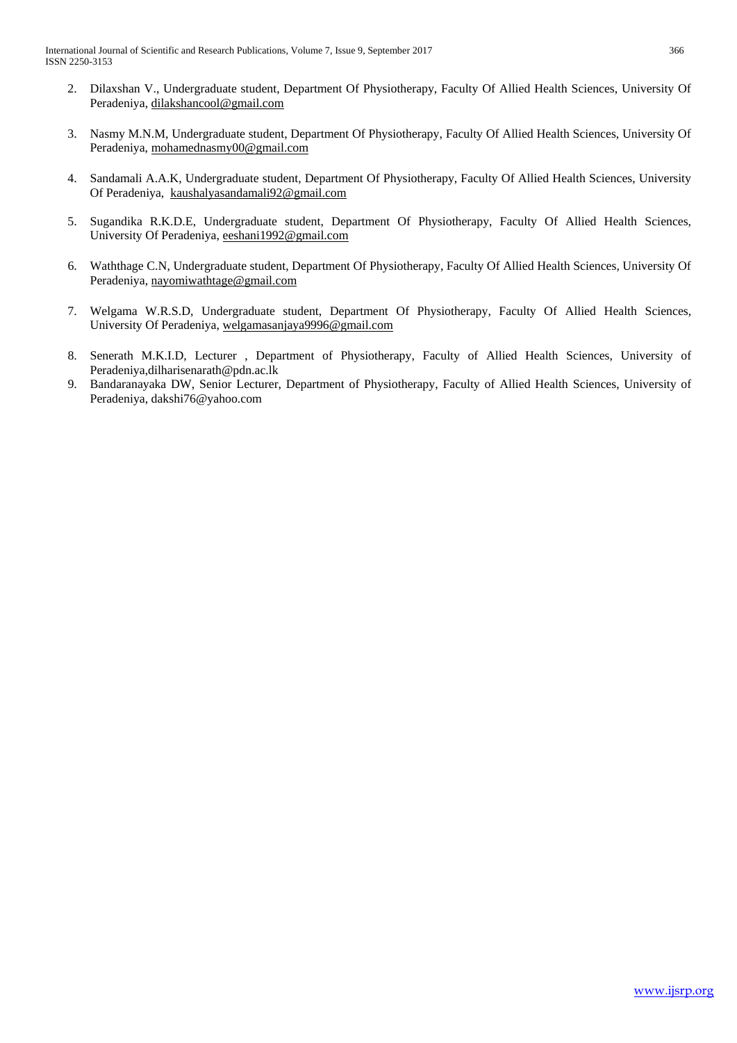2. Dilaxshan V., Undergraduate student, Department Of Physiotherapy, Faculty Of Allied Health Sciences, University Of Peradeniya, dilakshancool@gmail.com

3. Nasmy M.N.M, Undergraduate student, Department Of Physiotherapy, Faculty Of Allied Health Sciences, University Of Peradeniya, mohamednasmy00@gmail.com

4. Sandamali A.A.K, Undergraduate student, Department Of Physiotherapy, Faculty Of Allied Health Sciences, University Of Peradeniya, kaushalyasandamali92@gmail.com

5. Sugandika R.K.D.E, Undergraduate student, Department Of Physiotherapy, Faculty Of Allied Health Sciences, University Of Peradeniya, eeshani1992@gmail.com

6. Waththage C.N, Undergraduate student, Department Of Physiotherapy, Faculty Of Allied Health Sciences, University Of Peradeniya, nayomiwathtage@gmail.com

7. Welgama W.R.S.D, Undergraduate student, Department Of Physiotherapy, Faculty Of Allied Health Sciences, University Of Peradeniya, welgamasanjaya9996@gmail.com

8. Senerath M.K.I.D, Lecturer , Department of Physiotherapy, Faculty of Allied Health Sciences, University of Peradeniya,dilharisenarath@pdn.ac.lk
9. Bandaranayaka DW, Senior Lecturer, Department of Physiotherapy, Faculty of Allied Health Sciences, University of Peradeniya, dakshi76@yahoo.com